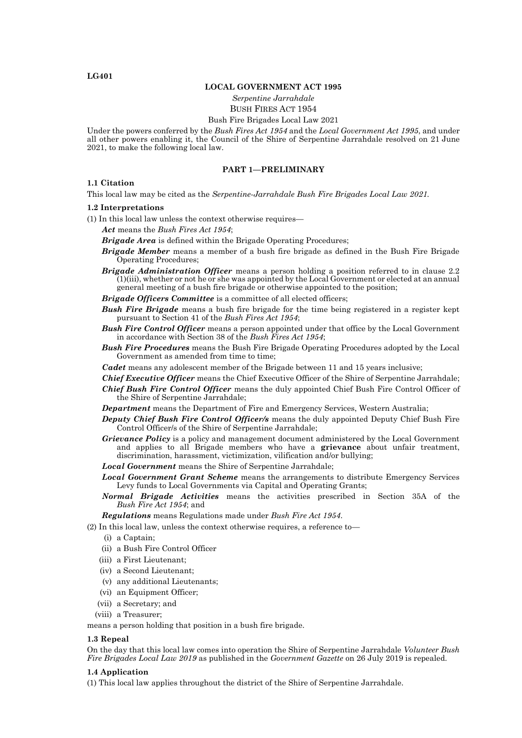LG401

**LOCAL GOVERNMENT ACT 1995**

*Serpentine Jarrahdale*

BUSH FIRES ACT 1954

Bush Fire Brigades Local Law 2021

Under the powers conferred by the *Bush Fires Act 1954* and the *Local Government Act 1995*, and under all other powers enabling it, the Council of the Shire of Serpentine Jarrahdale resolved on 21 June 2021, to make the following local law.

## PART 1—PRELIMINARY

### 1.1 Citation

This local law may be cited as the *Serpentine-Jarrahdale Bush Fire Brigades Local Law 2021.*

### 1.2 Interpretations

(1) In this local law unless the context otherwise requires—

***Act*** means the *Bush Fires Act 1954*;

***Brigade Area*** is defined within the Brigade Operating Procedures;

***Brigade Member*** means a member of a bush fire brigade as defined in the Bush Fire Brigade Operating Procedures;

***Brigade Administration Officer*** means a person holding a position referred to in clause 2.2 (1)(iii), whether or not he or she was appointed by the Local Government or elected at an annual general meeting of a bush fire brigade or otherwise appointed to the position;

***Brigade Officers Committee*** is a committee of all elected officers;

***Bush Fire Brigade*** means a bush fire brigade for the time being registered in a register kept pursuant to Section 41 of the *Bush Fires Act 1954*;

***Bush Fire Control Officer*** means a person appointed under that office by the Local Government in accordance with Section 38 of the *Bush Fires Act 1954*;

***Bush Fire Procedures*** means the Bush Fire Brigade Operating Procedures adopted by the Local Government as amended from time to time;

***Cadet*** means any adolescent member of the Brigade between 11 and 15 years inclusive;

***Chief Executive Officer*** means the Chief Executive Officer of the Shire of Serpentine Jarrahdale;

***Chief Bush Fire Control Officer*** means the duly appointed Chief Bush Fire Control Officer of the Shire of Serpentine Jarrahdale;

***Department*** means the Department of Fire and Emergency Services, Western Australia;

***Deputy Chief Bush Fire Control Officer/s*** means the duly appointed Deputy Chief Bush Fire Control Officer/s of the Shire of Serpentine Jarrahdale;

***Grievance Policy*** is a policy and management document administered by the Local Government and applies to all Brigade members who have a **grievance** about unfair treatment, discrimination, harassment, victimization, vilification and/or bullying;

***Local Government*** means the Shire of Serpentine Jarrahdale;

***Local Government Grant Scheme*** means the arrangements to distribute Emergency Services Levy funds to Local Governments via Capital and Operating Grants;

***Normal Brigade Activities*** means the activities prescribed in Section 35A of the *Bush Fire Act 1954*; and

***Regulations*** means Regulations made under *Bush Fire Act 1954.*

(2) In this local law, unless the context otherwise requires, a reference to—

(i) a Captain;

(ii) a Bush Fire Control Officer

(iii) a First Lieutenant;

(iv) a Second Lieutenant;

(v) any additional Lieutenants;

(vi) an Equipment Officer;

(vii) a Secretary; and

(viii) a Treasurer;

means a person holding that position in a bush fire brigade.

### 1.3 Repeal

On the day that this local law comes into operation the Shire of Serpentine Jarrahdale *Volunteer Bush Fire Brigades Local Law 2019* as published in the *Government Gazette* on 26 July 2019 is repealed.

### 1.4 Application

(1) This local law applies throughout the district of the Shire of Serpentine Jarrahdale.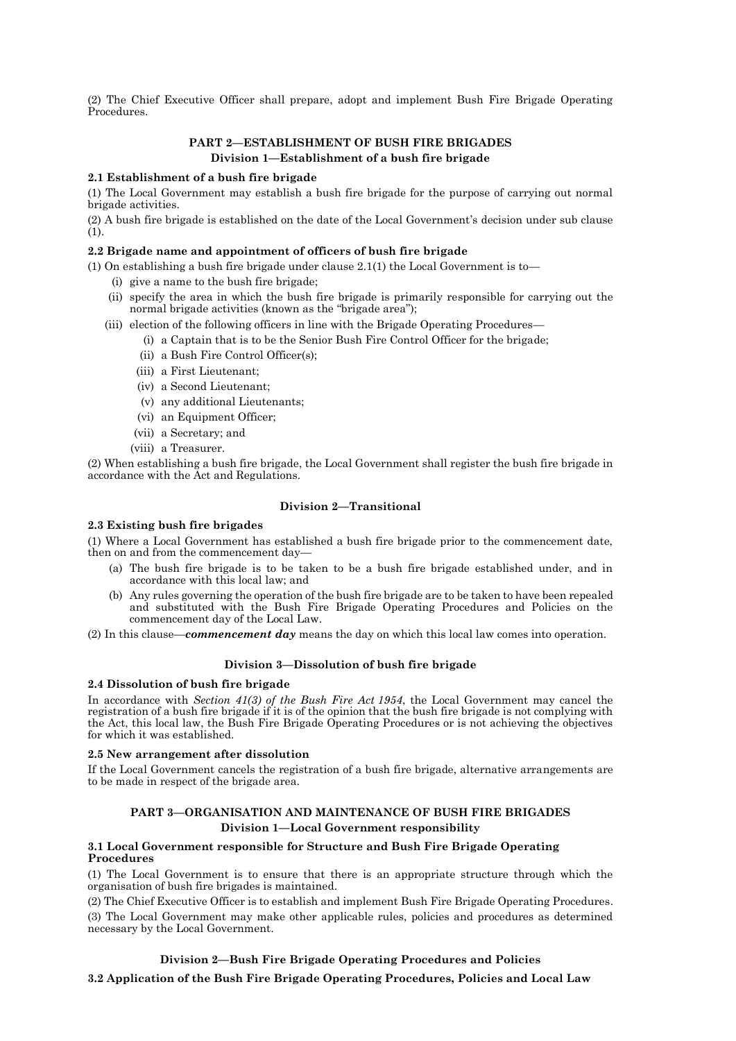(2) The Chief Executive Officer shall prepare, adopt and implement Bush Fire Brigade Operating Procedures.

## PART 2—ESTABLISHMENT OF BUSH FIRE BRIGADES

### Division 1—Establishment of a bush fire brigade

**2.1 Establishment of a bush fire brigade**

(1) The Local Government may establish a bush fire brigade for the purpose of carrying out normal brigade activities.

(2) A bush fire brigade is established on the date of the Local Government's decision under sub clause (1).

**2.2 Brigade name and appointment of officers of bush fire brigade**

(1) On establishing a bush fire brigade under clause 2.1(1) the Local Government is to—

- (i) give a name to the bush fire brigade;
- (ii) specify the area in which the bush fire brigade is primarily responsible for carrying out the normal brigade activities (known as the "brigade area");
- (iii) election of the following officers in line with the Brigade Operating Procedures—
  - (i) a Captain that is to be the Senior Bush Fire Control Officer for the brigade;
  - (ii) a Bush Fire Control Officer(s);
  - (iii) a First Lieutenant;
  - (iv) a Second Lieutenant;
  - (v) any additional Lieutenants;
  - (vi) an Equipment Officer;
  - (vii) a Secretary; and
  - (viii) a Treasurer.

(2) When establishing a bush fire brigade, the Local Government shall register the bush fire brigade in accordance with the Act and Regulations.

### Division 2—Transitional

**2.3 Existing bush fire brigades**

(1) Where a Local Government has established a bush fire brigade prior to the commencement date, then on and from the commencement day—

- (a) The bush fire brigade is to be taken to be a bush fire brigade established under, and in accordance with this local law; and
- (b) Any rules governing the operation of the bush fire brigade are to be taken to have been repealed and substituted with the Bush Fire Brigade Operating Procedures and Policies on the commencement day of the Local Law.

(2) In this clause—***commencement day*** means the day on which this local law comes into operation.

### Division 3—Dissolution of bush fire brigade

**2.4 Dissolution of bush fire brigade**

In accordance with *Section 41(3) of the Bush Fire Act 1954*, the Local Government may cancel the registration of a bush fire brigade if it is of the opinion that the bush fire brigade is not complying with the Act, this local law, the Bush Fire Brigade Operating Procedures or is not achieving the objectives for which it was established.

**2.5 New arrangement after dissolution**

If the Local Government cancels the registration of a bush fire brigade, alternative arrangements are to be made in respect of the brigade area.

## PART 3—ORGANISATION AND MAINTENANCE OF BUSH FIRE BRIGADES

### Division 1—Local Government responsibility

**3.1 Local Government responsible for Structure and Bush Fire Brigade Operating Procedures**

(1) The Local Government is to ensure that there is an appropriate structure through which the organisation of bush fire brigades is maintained.

(2) The Chief Executive Officer is to establish and implement Bush Fire Brigade Operating Procedures.

(3) The Local Government may make other applicable rules, policies and procedures as determined necessary by the Local Government.

### Division 2—Bush Fire Brigade Operating Procedures and Policies

**3.2 Application of the Bush Fire Brigade Operating Procedures, Policies and Local Law**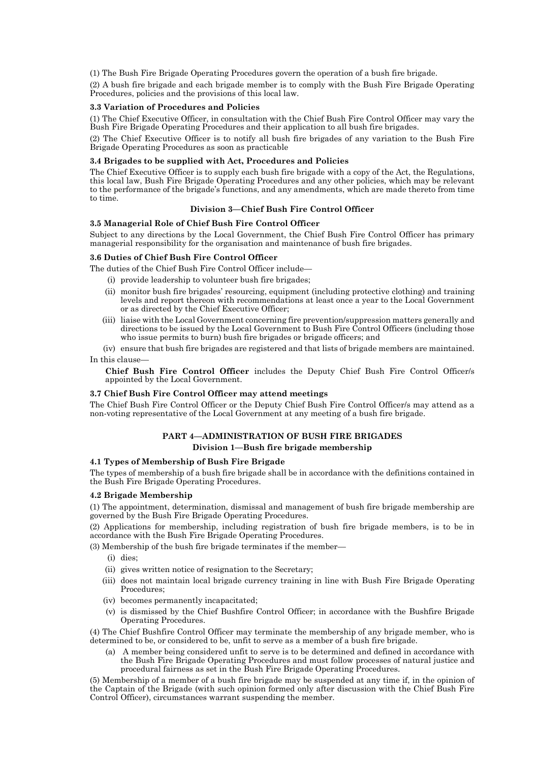(1) The Bush Fire Brigade Operating Procedures govern the operation of a bush fire brigade.

(2) A bush fire brigade and each brigade member is to comply with the Bush Fire Brigade Operating Procedures, policies and the provisions of this local law.

**3.3 Variation of Procedures and Policies**

(1) The Chief Executive Officer, in consultation with the Chief Bush Fire Control Officer may vary the Bush Fire Brigade Operating Procedures and their application to all bush fire brigades.

(2) The Chief Executive Officer is to notify all bush fire brigades of any variation to the Bush Fire Brigade Operating Procedures as soon as practicable

**3.4 Brigades to be supplied with Act, Procedures and Policies**

The Chief Executive Officer is to supply each bush fire brigade with a copy of the Act, the Regulations, this local law, Bush Fire Brigade Operating Procedures and any other policies, which may be relevant to the performance of the brigade's functions, and any amendments, which are made thereto from time to time.

### Division 3—Chief Bush Fire Control Officer

**3.5 Managerial Role of Chief Bush Fire Control Officer**

Subject to any directions by the Local Government, the Chief Bush Fire Control Officer has primary managerial responsibility for the organisation and maintenance of bush fire brigades.

**3.6 Duties of Chief Bush Fire Control Officer**

The duties of the Chief Bush Fire Control Officer include—

- (i) provide leadership to volunteer bush fire brigades;
- (ii) monitor bush fire brigades' resourcing, equipment (including protective clothing) and training levels and report thereon with recommendations at least once a year to the Local Government or as directed by the Chief Executive Officer;
- (iii) liaise with the Local Government concerning fire prevention/suppression matters generally and directions to be issued by the Local Government to Bush Fire Control Officers (including those who issue permits to burn) bush fire brigades or brigade officers; and
- (iv) ensure that bush fire brigades are registered and that lists of brigade members are maintained.

In this clause—

**Chief Bush Fire Control Officer** includes the Deputy Chief Bush Fire Control Officer/s appointed by the Local Government.

**3.7 Chief Bush Fire Control Officer may attend meetings**

The Chief Bush Fire Control Officer or the Deputy Chief Bush Fire Control Officer/s may attend as a non-voting representative of the Local Government at any meeting of a bush fire brigade.

## PART 4—ADMINISTRATION OF BUSH FIRE BRIGADES

### Division 1—Bush fire brigade membership

**4.1 Types of Membership of Bush Fire Brigade**

The types of membership of a bush fire brigade shall be in accordance with the definitions contained in the Bush Fire Brigade Operating Procedures.

**4.2 Brigade Membership**

(1) The appointment, determination, dismissal and management of bush fire brigade membership are governed by the Bush Fire Brigade Operating Procedures.

(2) Applications for membership, including registration of bush fire brigade members, is to be in accordance with the Bush Fire Brigade Operating Procedures.

(3) Membership of the bush fire brigade terminates if the member—

- (i) dies;
- (ii) gives written notice of resignation to the Secretary;
- (iii) does not maintain local brigade currency training in line with Bush Fire Brigade Operating Procedures;
- (iv) becomes permanently incapacitated;
- (v) is dismissed by the Chief Bushfire Control Officer; in accordance with the Bushfire Brigade Operating Procedures.

(4) The Chief Bushfire Control Officer may terminate the membership of any brigade member, who is determined to be, or considered to be, unfit to serve as a member of a bush fire brigade.

- (a) A member being considered unfit to serve is to be determined and defined in accordance with the Bush Fire Brigade Operating Procedures and must follow processes of natural justice and procedural fairness as set in the Bush Fire Brigade Operating Procedures.

(5) Membership of a member of a bush fire brigade may be suspended at any time if, in the opinion of the Captain of the Brigade (with such opinion formed only after discussion with the Chief Bush Fire Control Officer), circumstances warrant suspending the member.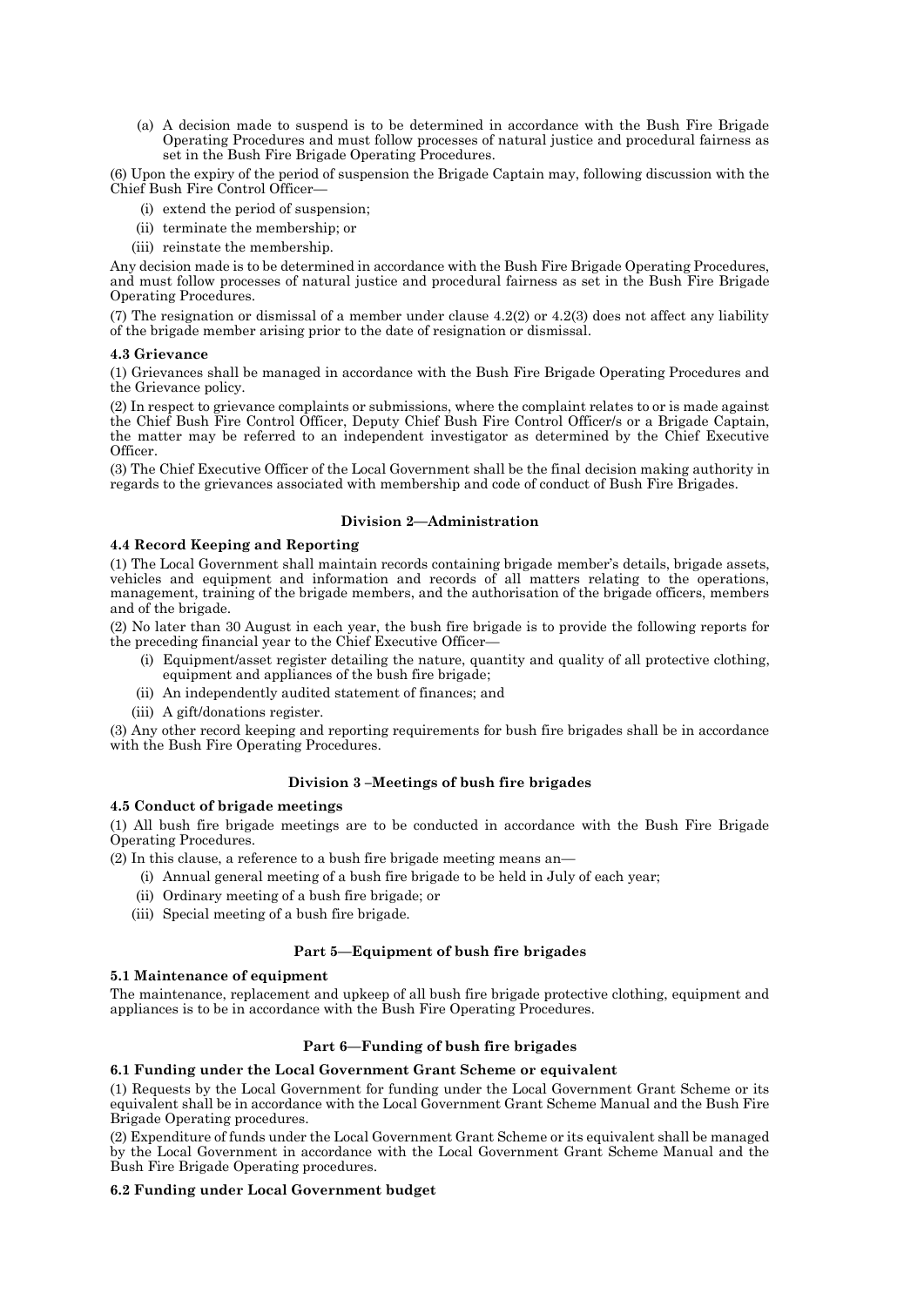(a) A decision made to suspend is to be determined in accordance with the Bush Fire Brigade Operating Procedures and must follow processes of natural justice and procedural fairness as set in the Bush Fire Brigade Operating Procedures.

(6) Upon the expiry of the period of suspension the Brigade Captain may, following discussion with the Chief Bush Fire Control Officer—

- (i) extend the period of suspension;
- (ii) terminate the membership; or
- (iii) reinstate the membership.

Any decision made is to be determined in accordance with the Bush Fire Brigade Operating Procedures, and must follow processes of natural justice and procedural fairness as set in the Bush Fire Brigade Operating Procedures.

(7) The resignation or dismissal of a member under clause 4.2(2) or 4.2(3) does not affect any liability of the brigade member arising prior to the date of resignation or dismissal.

**4.3 Grievance**

(1) Grievances shall be managed in accordance with the Bush Fire Brigade Operating Procedures and the Grievance policy.

(2) In respect to grievance complaints or submissions, where the complaint relates to or is made against the Chief Bush Fire Control Officer, Deputy Chief Bush Fire Control Officer/s or a Brigade Captain, the matter may be referred to an independent investigator as determined by the Chief Executive Officer.

(3) The Chief Executive Officer of the Local Government shall be the final decision making authority in regards to the grievances associated with membership and code of conduct of Bush Fire Brigades.

### Division 2—Administration

**4.4 Record Keeping and Reporting**

(1) The Local Government shall maintain records containing brigade member's details, brigade assets, vehicles and equipment and information and records of all matters relating to the operations, management, training of the brigade members, and the authorisation of the brigade officers, members and of the brigade.

(2) No later than 30 August in each year, the bush fire brigade is to provide the following reports for the preceding financial year to the Chief Executive Officer—

- (i) Equipment/asset register detailing the nature, quantity and quality of all protective clothing, equipment and appliances of the bush fire brigade;
- (ii) An independently audited statement of finances; and
- (iii) A gift/donations register.

(3) Any other record keeping and reporting requirements for bush fire brigades shall be in accordance with the Bush Fire Operating Procedures.

### Division 3 –Meetings of bush fire brigades

**4.5 Conduct of brigade meetings**

(1) All bush fire brigade meetings are to be conducted in accordance with the Bush Fire Brigade Operating Procedures.

(2) In this clause, a reference to a bush fire brigade meeting means an—

- (i) Annual general meeting of a bush fire brigade to be held in July of each year;
- (ii) Ordinary meeting of a bush fire brigade; or
- (iii) Special meeting of a bush fire brigade.

## Part 5—Equipment of bush fire brigades

**5.1 Maintenance of equipment**

The maintenance, replacement and upkeep of all bush fire brigade protective clothing, equipment and appliances is to be in accordance with the Bush Fire Operating Procedures.

## Part 6—Funding of bush fire brigades

**6.1 Funding under the Local Government Grant Scheme or equivalent**

(1) Requests by the Local Government for funding under the Local Government Grant Scheme or its equivalent shall be in accordance with the Local Government Grant Scheme Manual and the Bush Fire Brigade Operating procedures.

(2) Expenditure of funds under the Local Government Grant Scheme or its equivalent shall be managed by the Local Government in accordance with the Local Government Grant Scheme Manual and the Bush Fire Brigade Operating procedures.

**6.2 Funding under Local Government budget**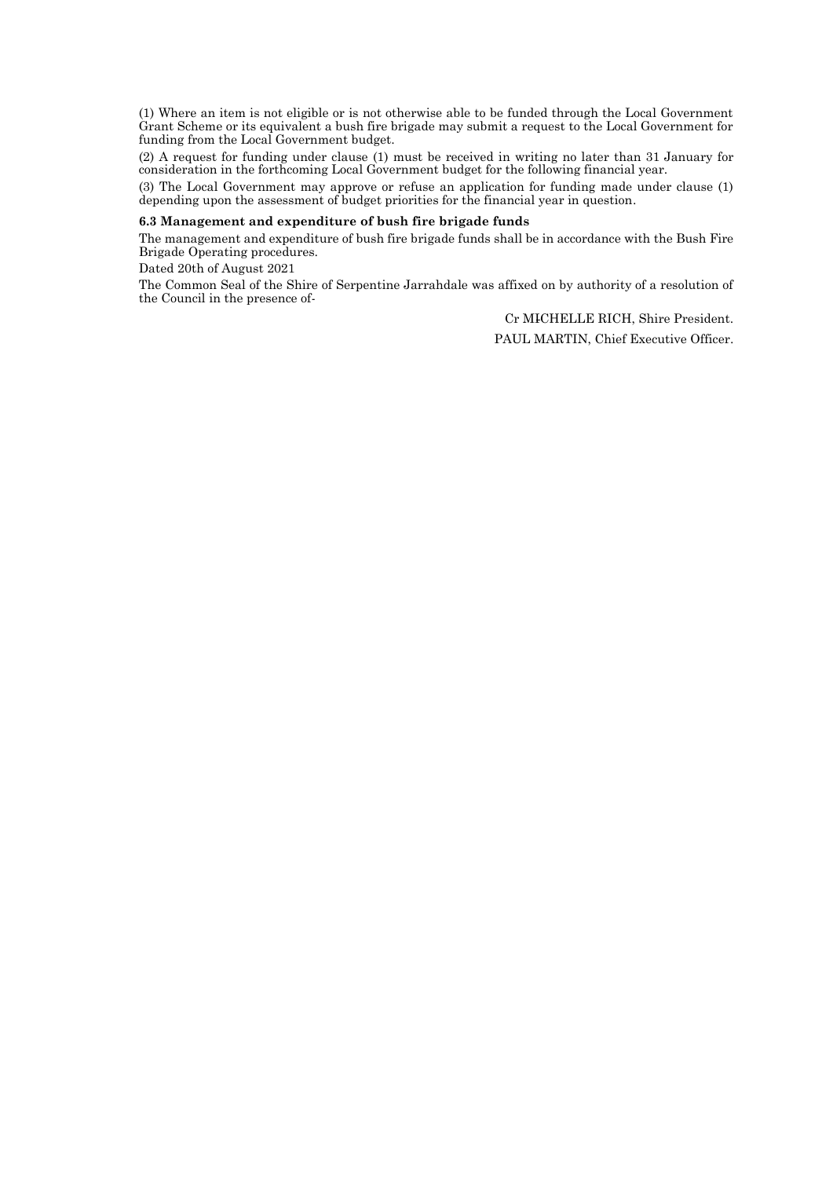(1) Where an item is not eligible or is not otherwise able to be funded through the Local Government Grant Scheme or its equivalent a bush fire brigade may submit a request to the Local Government for funding from the Local Government budget.

(2) A request for funding under clause (1) must be received in writing no later than 31 January for consideration in the forthcoming Local Government budget for the following financial year.

(3) The Local Government may approve or refuse an application for funding made under clause (1) depending upon the assessment of budget priorities for the financial year in question.

**6.3 Management and expenditure of bush fire brigade funds**

The management and expenditure of bush fire brigade funds shall be in accordance with the Bush Fire Brigade Operating procedures.

Dated 20th of August 2021

The Common Seal of the Shire of Serpentine Jarrahdale was affixed on by authority of a resolution of the Council in the presence of-

Cr MICHELLE RICH, Shire President.

PAUL MARTIN, Chief Executive Officer.